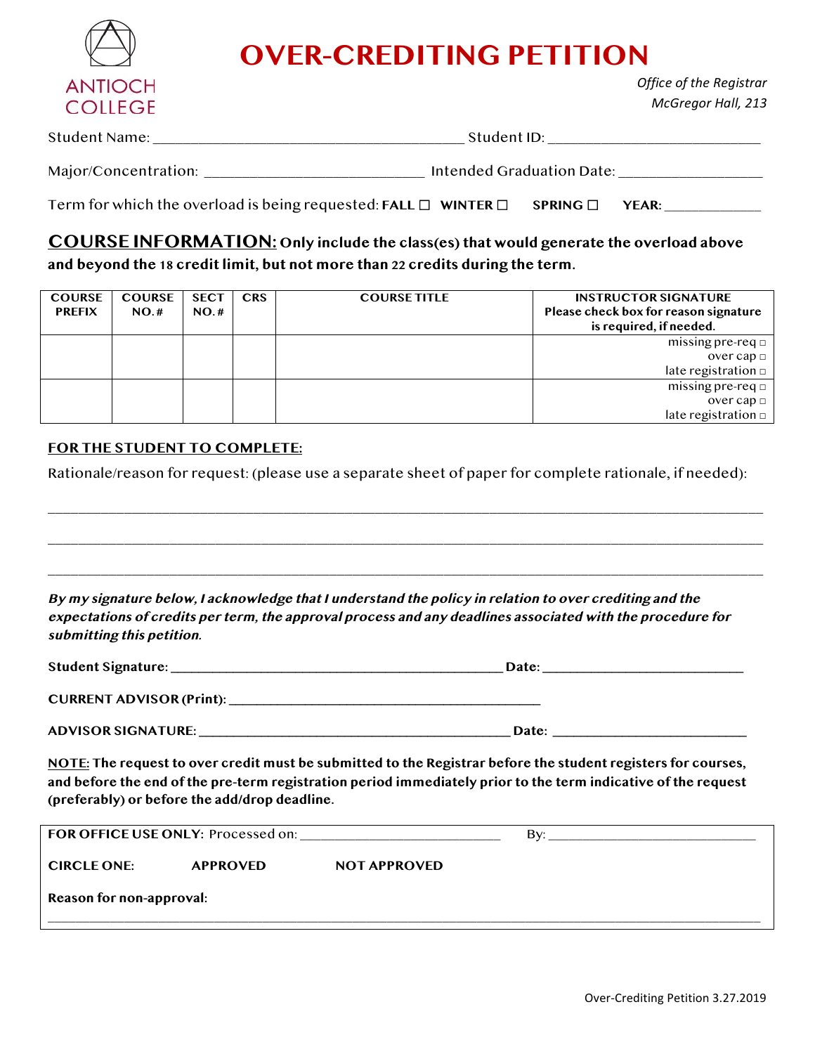ANTIOCH COLLEGE

# OVER-CREDITING PETITION

*Office of the Registrar*
*McGregor Hall, 213*

Student Name: ________________________________________ Student ID: ___________________________

Major/Concentration: ____________________________ Intended Graduation Date: __________________

Term for which the overload is being requested: **FALL** ☐ **WINTER** ☐ **SPRING** ☐ **YEAR:** ____________

## COURSE INFORMATION: Only include the class(es) that would generate the overload above and beyond the 18 credit limit, but not more than 22 credits during the term.

| COURSE PREFIX | COURSE NO.# | SECT NO.# | CRS | COURSE TITLE | INSTRUCTOR SIGNATURE Please check box for reason signature is required, if needed. |
|---|---|---|---|---|---|
| | | | | | missing pre-req ☐ over cap ☐ late registration ☐ |
| | | | | | missing pre-req ☐ over cap ☐ late registration ☐ |

**FOR THE STUDENT TO COMPLETE:**

Rationale/reason for request: (please use a separate sheet of paper for complete rationale, if needed):

_____________________________________________________________________________________________

_____________________________________________________________________________________________

_____________________________________________________________________________________________

***By my signature below, I acknowledge that I understand the policy in relation to over crediting and the expectations of credits per term, the approval process and any deadlines associated with the procedure for submitting this petition.***

**Student Signature:** ____________________________________________ **Date:** __________________________

**CURRENT ADVISOR (Print):** __________________________________________

**ADVISOR SIGNATURE:** __________________________________________ **Date:** _________________________

**NOTE: The request to over credit must be submitted to the Registrar before the student registers for courses, and before the end of the pre-term registration period immediately prior to the term indicative of the request (preferably) or before the add/drop deadline.**

**FOR OFFICE USE ONLY:** Processed on: __________________________ By: ____________________________

**CIRCLE ONE:** **APPROVED** **NOT APPROVED**

**Reason for non-approval:**

_____________________________________________________________________________________________

Over-Crediting Petition 3.27.2019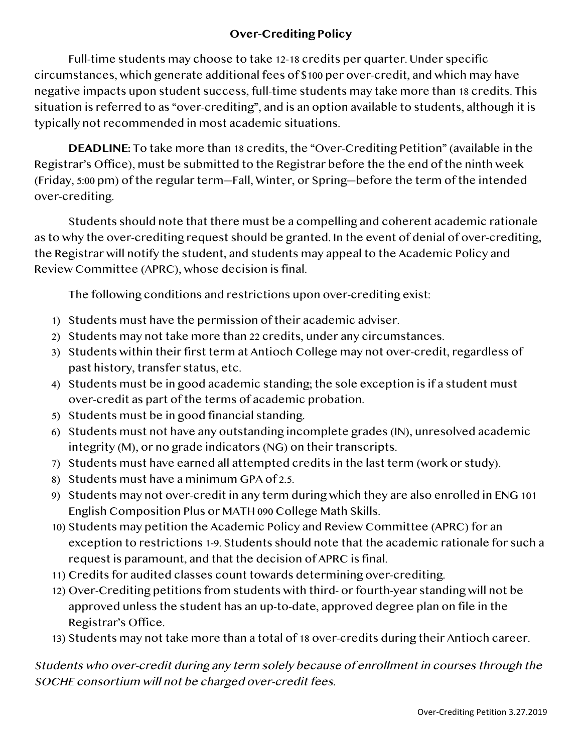## Over-Crediting Policy

Full-time students may choose to take 12-18 credits per quarter. Under specific circumstances, which generate additional fees of $100 per over-credit, and which may have negative impacts upon student success, full-time students may take more than 18 credits. This situation is referred to as "over-crediting", and is an option available to students, although it is typically not recommended in most academic situations.

**DEADLINE:** To take more than 18 credits, the "Over-Crediting Petition" (available in the Registrar's Office), must be submitted to the Registrar before the the end of the ninth week (Friday, 5:00 pm) of the regular term—Fall, Winter, or Spring—before the term of the intended over-crediting.

Students should note that there must be a compelling and coherent academic rationale as to why the over-crediting request should be granted. In the event of denial of over-crediting, the Registrar will notify the student, and students may appeal to the Academic Policy and Review Committee (APRC), whose decision is final.

The following conditions and restrictions upon over-crediting exist:

1) Students must have the permission of their academic adviser.
2) Students may not take more than 22 credits, under any circumstances.
3) Students within their first term at Antioch College may not over-credit, regardless of past history, transfer status, etc.
4) Students must be in good academic standing; the sole exception is if a student must over-credit as part of the terms of academic probation.
5) Students must be in good financial standing.
6) Students must not have any outstanding incomplete grades (IN), unresolved academic integrity (M), or no grade indicators (NG) on their transcripts.
7) Students must have earned all attempted credits in the last term (work or study).
8) Students must have a minimum GPA of 2.5.
9) Students may not over-credit in any term during which they are also enrolled in ENG 101 English Composition Plus or MATH 090 College Math Skills.
10) Students may petition the Academic Policy and Review Committee (APRC) for an exception to restrictions 1-9. Students should note that the academic rationale for such a request is paramount, and that the decision of APRC is final.
11) Credits for audited classes count towards determining over-crediting.
12) Over-Crediting petitions from students with third- or fourth-year standing will not be approved unless the student has an up-to-date, approved degree plan on file in the Registrar's Office.
13) Students may not take more than a total of 18 over-credits during their Antioch career.

*Students who over-credit during any term solely because of enrollment in courses through the SOCHE consortium will not be charged over-credit fees.*